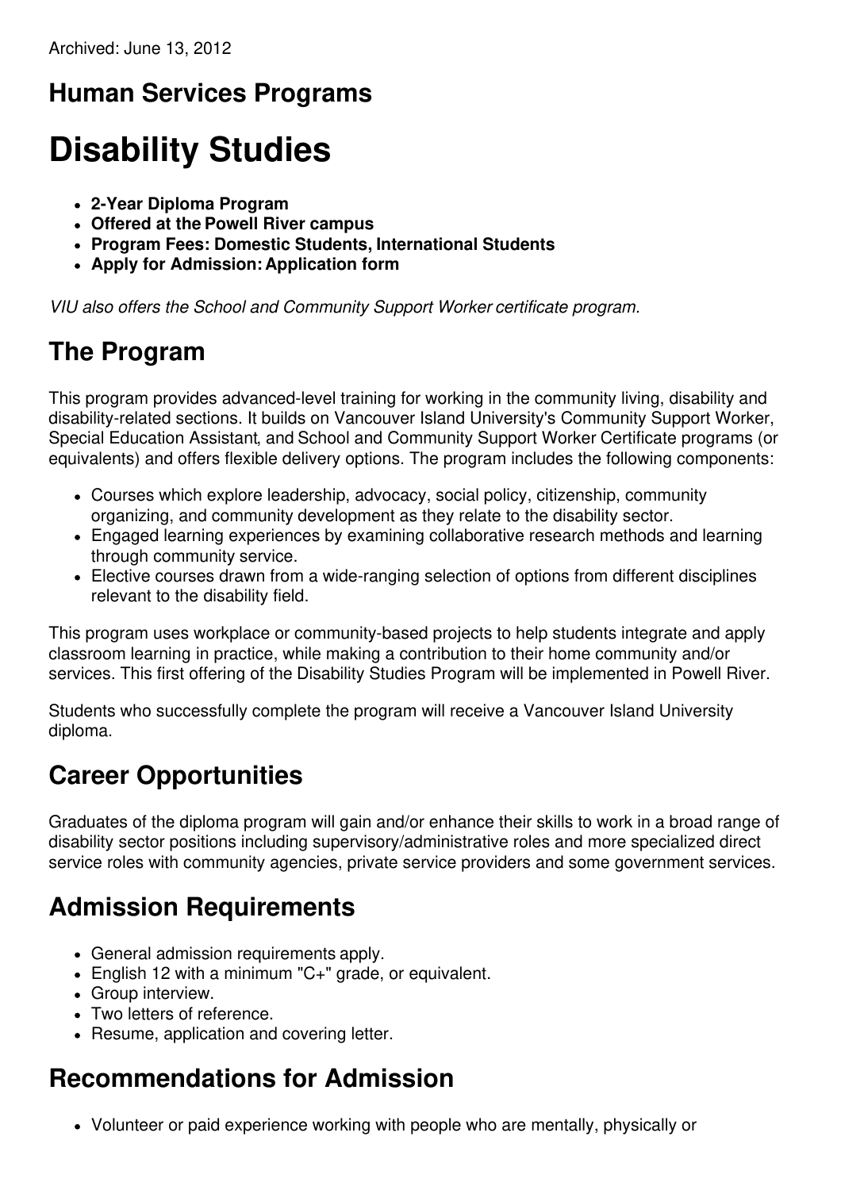Archived: June 13, 2012

## Human Services Programs

# Disability Studies

- **2-Year Diploma Program**
- **Offered at the Powell River campus**
- **Program Fees: Domestic Students, International Students**
- **Apply for Admission: Application form**

*VIU also offers the School and Community Support Worker certificate program.*

## The Program

This program provides advanced-level training for working in the community living, disability and disability-related sections. It builds on Vancouver Island University's Community Support Worker, Special Education Assistant, and School and Community Support Worker Certificate programs (or equivalents) and offers flexible delivery options. The program includes the following components:

- Courses which explore leadership, advocacy, social policy, citizenship, community organizing, and community development as they relate to the disability sector.
- Engaged learning experiences by examining collaborative research methods and learning through community service.
- Elective courses drawn from a wide-ranging selection of options from different disciplines relevant to the disability field.

This program uses workplace or community-based projects to help students integrate and apply classroom learning in practice, while making a contribution to their home community and/or services. This first offering of the Disability Studies Program will be implemented in Powell River.

Students who successfully complete the program will receive a Vancouver Island University diploma.

## Career Opportunities

Graduates of the diploma program will gain and/or enhance their skills to work in a broad range of disability sector positions including supervisory/administrative roles and more specialized direct service roles with community agencies, private service providers and some government services.

## Admission Requirements

- General admission requirements apply.
- English 12 with a minimum "C+" grade, or equivalent.
- Group interview.
- Two letters of reference.
- Resume, application and covering letter.

## Recommendations for Admission

- Volunteer or paid experience working with people who are mentally, physically or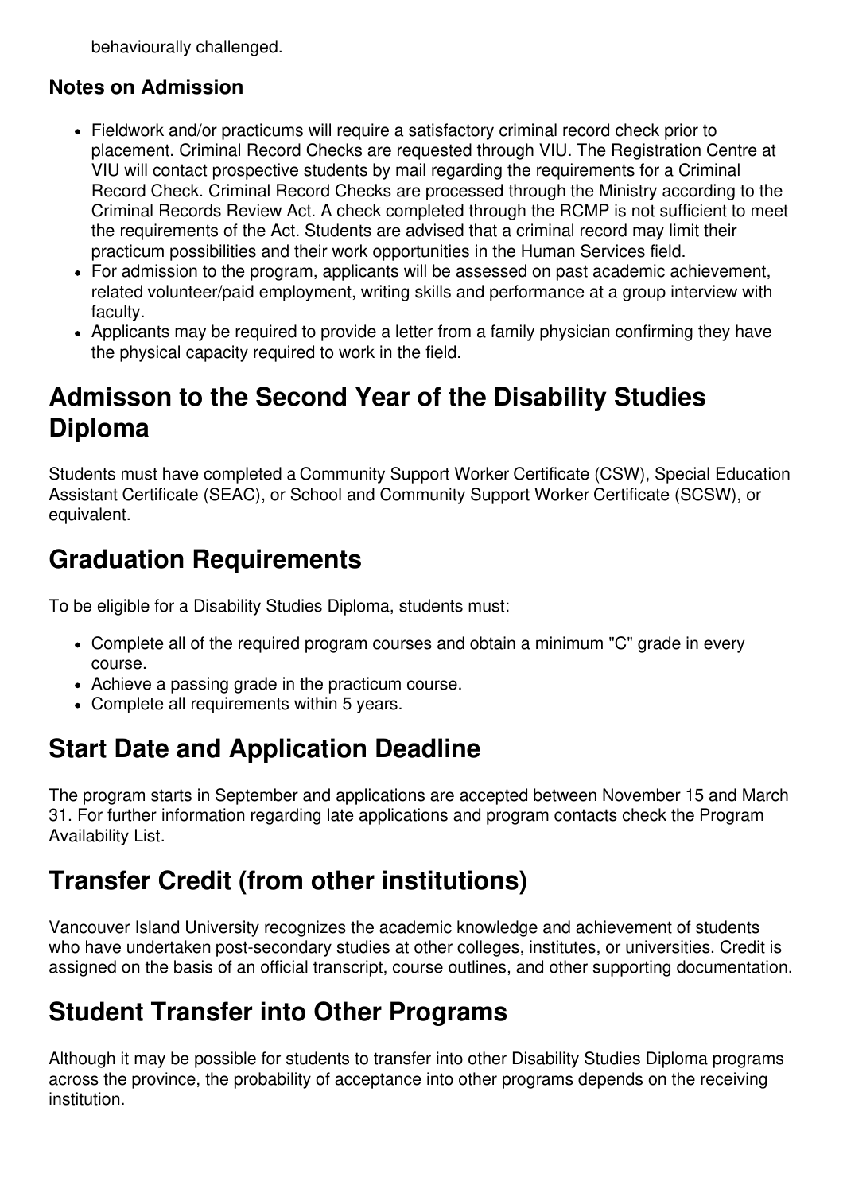behaviourally challenged.

### Notes on Admission

- Fieldwork and/or practicums will require a satisfactory criminal record check prior to placement. Criminal Record Checks are requested through VIU. The Registration Centre at VIU will contact prospective students by mail regarding the requirements for a Criminal Record Check. Criminal Record Checks are processed through the Ministry according to the Criminal Records Review Act. A check completed through the RCMP is not sufficient to meet the requirements of the Act. Students are advised that a criminal record may limit their practicum possibilities and their work opportunities in the Human Services field.
- For admission to the program, applicants will be assessed on past academic achievement, related volunteer/paid employment, writing skills and performance at a group interview with faculty.
- Applicants may be required to provide a letter from a family physician confirming they have the physical capacity required to work in the field.

## Admisson to the Second Year of the Disability Studies Diploma

Students must have completed a Community Support Worker Certificate (CSW), Special Education Assistant Certificate (SEAC), or School and Community Support Worker Certificate (SCSW), or equivalent.

## Graduation Requirements

To be eligible for a Disability Studies Diploma, students must:

- Complete all of the required program courses and obtain a minimum "C" grade in every course.
- Achieve a passing grade in the practicum course.
- Complete all requirements within 5 years.

## Start Date and Application Deadline

The program starts in September and applications are accepted between November 15 and March 31. For further information regarding late applications and program contacts check the Program Availability List.

## Transfer Credit (from other institutions)

Vancouver Island University recognizes the academic knowledge and achievement of students who have undertaken post-secondary studies at other colleges, institutes, or universities. Credit is assigned on the basis of an official transcript, course outlines, and other supporting documentation.

## Student Transfer into Other Programs

Although it may be possible for students to transfer into other Disability Studies Diploma programs across the province, the probability of acceptance into other programs depends on the receiving institution.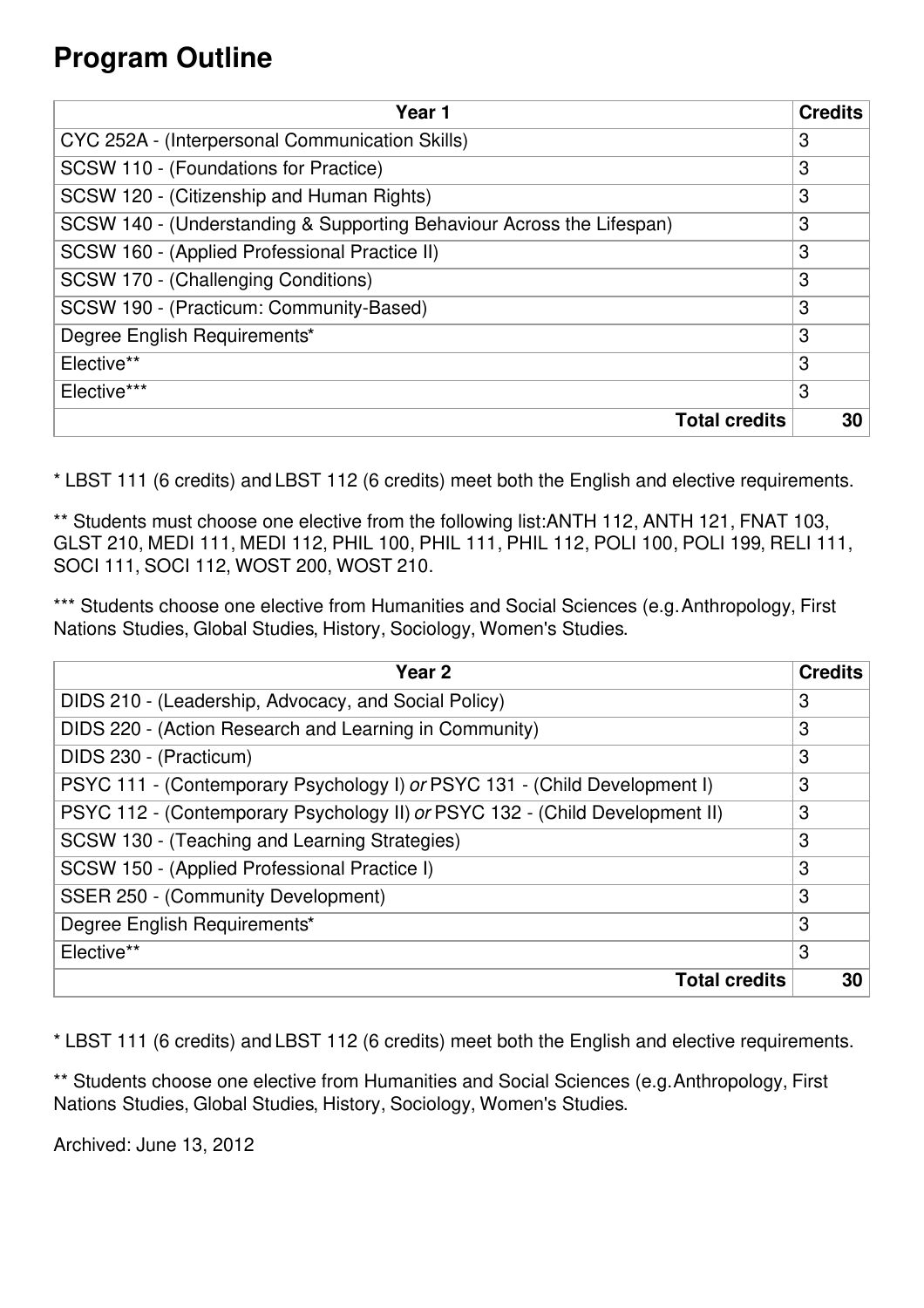## Program Outline

| Year 1 | Credits |
|---|---|
| CYC 252A - (Interpersonal Communication Skills) | 3 |
| SCSW 110 - (Foundations for Practice) | 3 |
| SCSW 120 - (Citizenship and Human Rights) | 3 |
| SCSW 140 - (Understanding & Supporting Behaviour Across the Lifespan) | 3 |
| SCSW 160 - (Applied Professional Practice II) | 3 |
| SCSW 170 - (Challenging Conditions) | 3 |
| SCSW 190 - (Practicum: Community-Based) | 3 |
| Degree English Requirements* | 3 |
| Elective** | 3 |
| Elective*** | 3 |
| **Total credits** | **30** |

* LBST 111 (6 credits) and LBST 112 (6 credits) meet both the English and elective requirements.

** Students must choose one elective from the following list:ANTH 112, ANTH 121, FNAT 103, GLST 210, MEDI 111, MEDI 112, PHIL 100, PHIL 111, PHIL 112, POLI 100, POLI 199, RELI 111, SOCI 111, SOCI 112, WOST 200, WOST 210.

*** Students choose one elective from Humanities and Social Sciences (e.g. Anthropology, First Nations Studies, Global Studies, History, Sociology, Women's Studies.

| Year 2 | Credits |
|---|---|
| DIDS 210 - (Leadership, Advocacy, and Social Policy) | 3 |
| DIDS 220 - (Action Research and Learning in Community) | 3 |
| DIDS 230 - (Practicum) | 3 |
| PSYC 111 - (Contemporary Psychology I) *or* PSYC 131 - (Child Development I) | 3 |
| PSYC 112 - (Contemporary Psychology II) *or* PSYC 132 - (Child Development II) | 3 |
| SCSW 130 - (Teaching and Learning Strategies) | 3 |
| SCSW 150 - (Applied Professional Practice I) | 3 |
| SSER 250 - (Community Development) | 3 |
| Degree English Requirements* | 3 |
| Elective** | 3 |
| **Total credits** | **30** |

* LBST 111 (6 credits) and LBST 112 (6 credits) meet both the English and elective requirements.

** Students choose one elective from Humanities and Social Sciences (e.g. Anthropology, First Nations Studies, Global Studies, History, Sociology, Women's Studies.

Archived: June 13, 2012